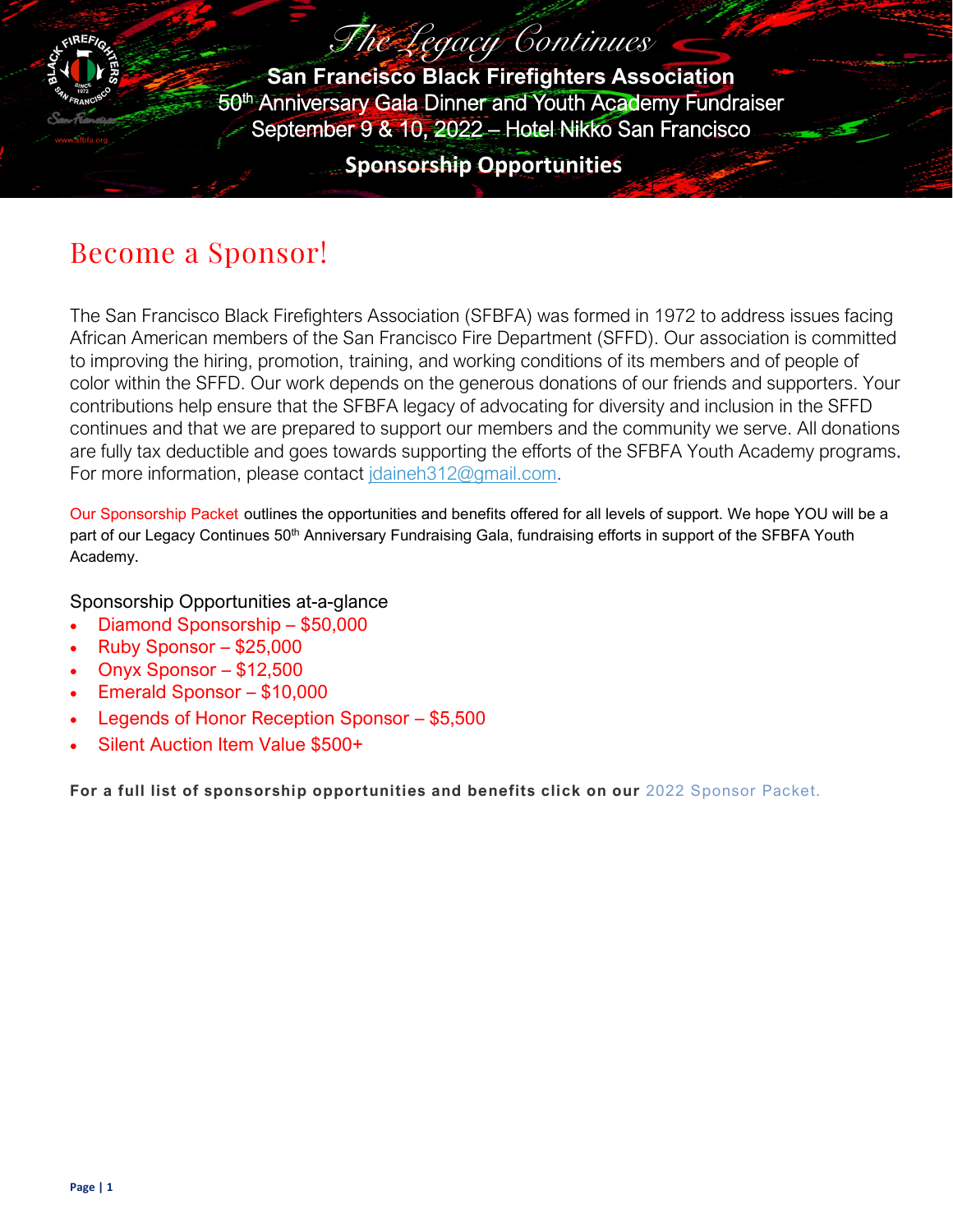# The Legacy Continues

**San Francisco Black Firefighters Association**
50th Anniversary Gala Dinner and Youth Academy Fundraiser
September 9 & 10, 2022 – Hotel Nikko San Francisco

**Sponsorship Opportunities**

## Become a Sponsor!

The San Francisco Black Firefighters Association (SFBFA) was formed in 1972 to address issues facing African American members of the San Francisco Fire Department (SFFD). Our association is committed to improving the hiring, promotion, training, and working conditions of its members and of people of color within the SFFD. Our work depends on the generous donations of our friends and supporters. Your contributions help ensure that the SFBFA legacy of advocating for diversity and inclusion in the SFFD continues and that we are prepared to support our members and the community we serve. All donations are fully tax deductible and goes towards supporting the efforts of the SFBFA Youth Academy programs. For more information, please contact jdaineh312@gmail.com.

Our Sponsorship Packet outlines the opportunities and benefits offered for all levels of support. We hope YOU will be a part of our Legacy Continues 50th Anniversary Fundraising Gala, fundraising efforts in support of the SFBFA Youth Academy.

Sponsorship Opportunities at-a-glance

- Diamond Sponsorship – $50,000
- Ruby Sponsor – $25,000
- Onyx Sponsor – $12,500
- Emerald Sponsor – $10,000
- Legends of Honor Reception Sponsor – $5,500
- Silent Auction Item Value $500+

**For a full list of sponsorship opportunities and benefits click on our** 2022 Sponsor Packet.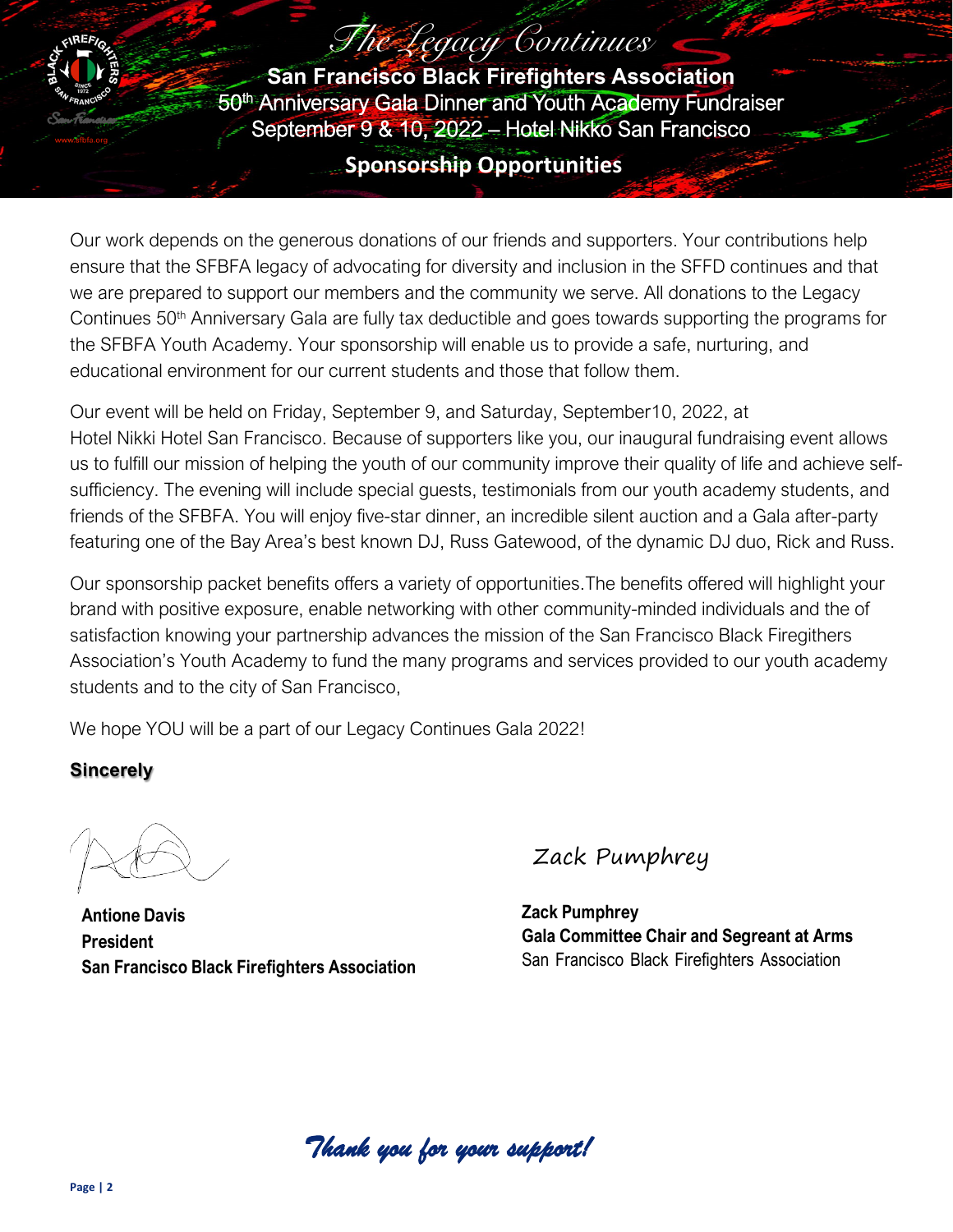# The Legacy Continues

**San Francisco Black Firefighters Association**
50th Anniversary Gala Dinner and Youth Academy Fundraiser
September 9 & 10, 2022 – Hotel Nikko San Francisco

## Sponsorship Opportunities

Our work depends on the generous donations of our friends and supporters. Your contributions help ensure that the SFBFA legacy of advocating for diversity and inclusion in the SFFD continues and that we are prepared to support our members and the community we serve. All donations to the Legacy Continues 50th Anniversary Gala are fully tax deductible and goes towards supporting the programs for the SFBFA Youth Academy. Your sponsorship will enable us to provide a safe, nurturing, and educational environment for our current students and those that follow them.

Our event will be held on Friday, September 9, and Saturday, September10, 2022, at Hotel Nikki Hotel San Francisco. Because of supporters like you, our inaugural fundraising event allows us to fulfill our mission of helping the youth of our community improve their quality of life and achieve self-sufficiency. The evening will include special guests, testimonials from our youth academy students, and friends of the SFBFA. You will enjoy five-star dinner, an incredible silent auction and a Gala after-party featuring one of the Bay Area's best known DJ, Russ Gatewood, of the dynamic DJ duo, Rick and Russ.

Our sponsorship packet benefits offers a variety of opportunities.The benefits offered will highlight your brand with positive exposure, enable networking with other community-minded individuals and the of satisfaction knowing your partnership advances the mission of the San Francisco Black Firegithers Association's Youth Academy to fund the many programs and services provided to our youth academy students and to the city of San Francisco,

We hope YOU will be a part of our Legacy Continues Gala 2022!

**Sincerely**

**Antione Davis**
**President**
**San Francisco Black Firefighters Association**

Zack Pumphrey

**Zack Pumphrey**
**Gala Committee Chair and Segreant at Arms**
San Francisco Black Firefighters Association

*Thank you for your support!*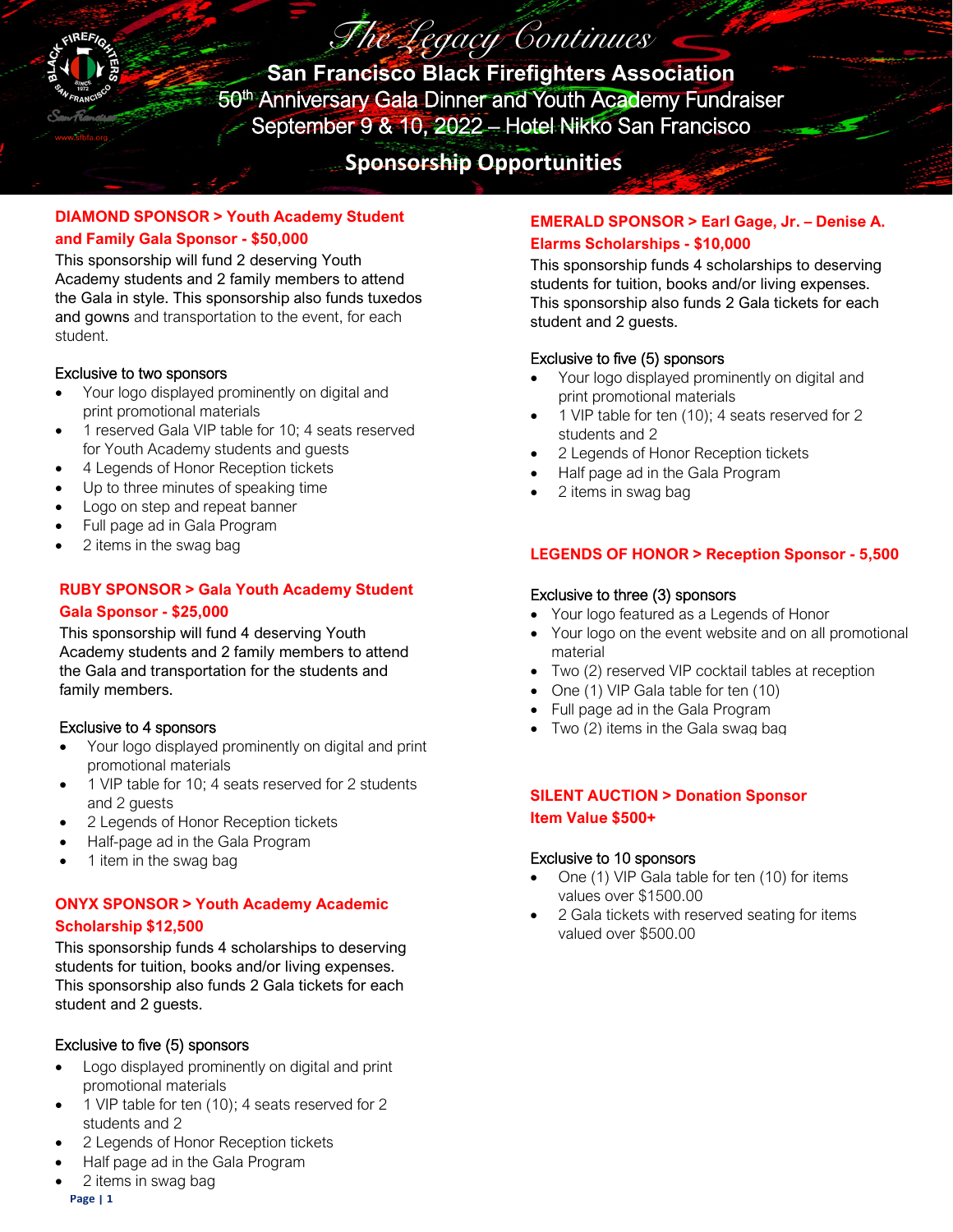# The Legacy Continues

## San Francisco Black Firefighters Association

## 50th Anniversary Gala Dinner and Youth Academy Fundraiser

## September 9 & 10, 2022 – Hotel Nikko San Francisco

## Sponsorship Opportunities

### DIAMOND SPONSOR > Youth Academy Student and Family Gala Sponsor - $50,000

This sponsorship will fund 2 deserving Youth Academy students and 2 family members to attend the Gala in style. This sponsorship also funds tuxedos and gowns and transportation to the event, for each student.

Exclusive to two sponsors

- Your logo displayed prominently on digital and print promotional materials
- 1 reserved Gala VIP table for 10; 4 seats reserved for Youth Academy students and guests
- 4 Legends of Honor Reception tickets
- Up to three minutes of speaking time
- Logo on step and repeat banner
- Full page ad in Gala Program
- 2 items in the swag bag

### RUBY SPONSOR > Gala Youth Academy Student Gala Sponsor - $25,000

This sponsorship will fund 4 deserving Youth Academy students and 2 family members to attend the Gala and transportation for the students and family members.

Exclusive to 4 sponsors

- Your logo displayed prominently on digital and print promotional materials
- 1 VIP table for 10; 4 seats reserved for 2 students and 2 guests
- 2 Legends of Honor Reception tickets
- Half-page ad in the Gala Program
- 1 item in the swag bag

### ONYX SPONSOR > Youth Academy Academic Scholarship $12,500

This sponsorship funds 4 scholarships to deserving students for tuition, books and/or living expenses. This sponsorship also funds 2 Gala tickets for each student and 2 guests.

Exclusive to five (5) sponsors

- Logo displayed prominently on digital and print promotional materials
- 1 VIP table for ten (10); 4 seats reserved for 2 students and 2
- 2 Legends of Honor Reception tickets
- Half page ad in the Gala Program
- 2 items in swag bag

### EMERALD SPONSOR > Earl Gage, Jr. – Denise A. Elarms Scholarships - $10,000

This sponsorship funds 4 scholarships to deserving students for tuition, books and/or living expenses. This sponsorship also funds 2 Gala tickets for each student and 2 guests.

Exclusive to five (5) sponsors

- Your logo displayed prominently on digital and print promotional materials
- 1 VIP table for ten (10); 4 seats reserved for 2 students and 2
- 2 Legends of Honor Reception tickets
- Half page ad in the Gala Program
- 2 items in swag bag

### LEGENDS OF HONOR > Reception Sponsor - 5,500

Exclusive to three (3) sponsors

- Your logo featured as a Legends of Honor
- Your logo on the event website and on all promotional material
- Two (2) reserved VIP cocktail tables at reception
- One (1) VIP Gala table for ten (10)
- Full page ad in the Gala Program
- Two (2) items in the Gala swag bag

### SILENT AUCTION > Donation Sponsor Item Value $500+

Exclusive to 10 sponsors

- One (1) VIP Gala table for ten (10) for items values over $1500.00
- 2 Gala tickets with reserved seating for items valued over $500.00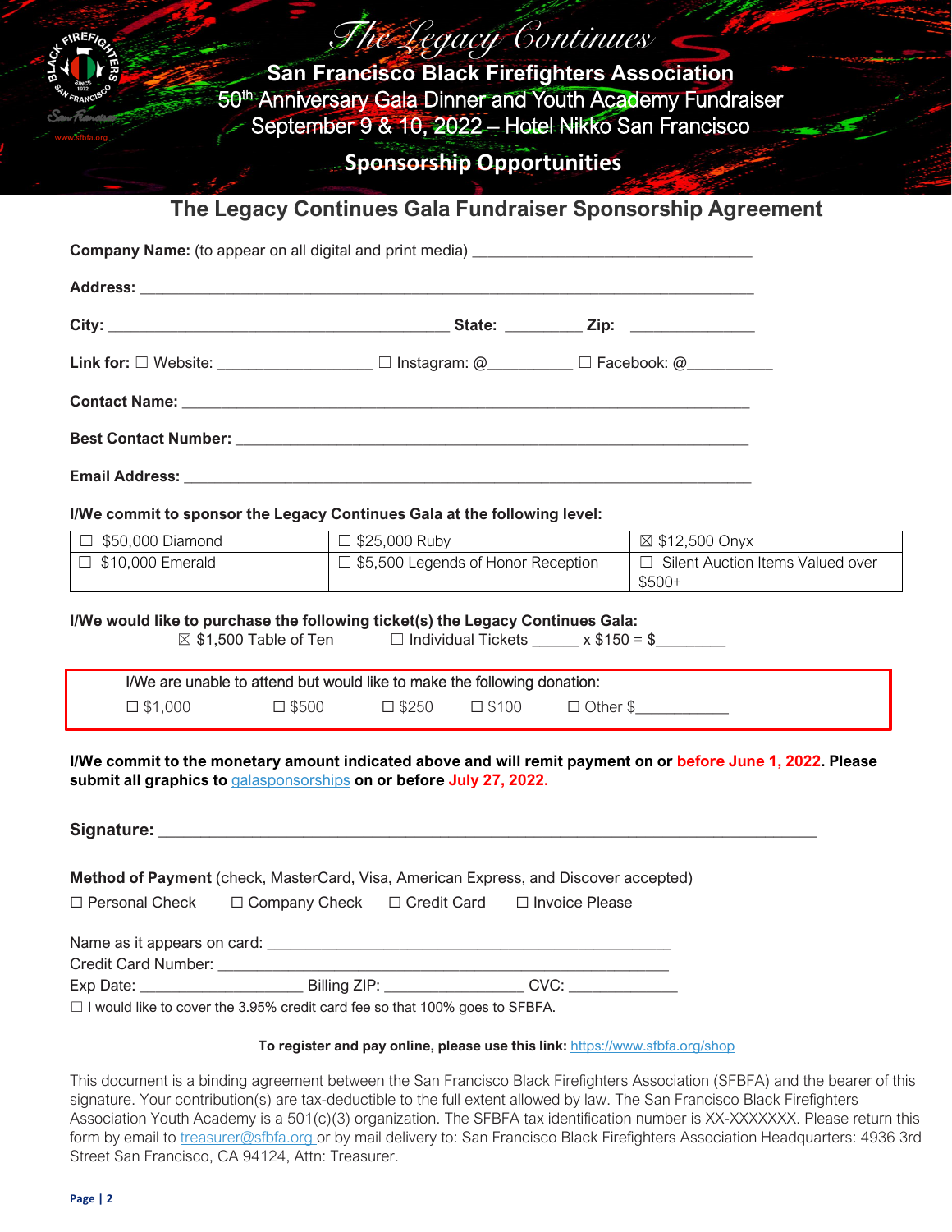# The Legacy Continues

## San Francisco Black Firefighters Association

50th Anniversary Gala Dinner and Youth Academy Fundraiser
September 9 & 10, 2022 – Hotel Nikko San Francisco

**Sponsorship Opportunities**

## The Legacy Continues Gala Fundraiser Sponsorship Agreement

**Company Name:** (to appear on all digital and print media) ________________________________

**Address:** ________________________________________________________________________

**City:** ________________________________________ **State:** _________ **Zip:** ______________

**Link for:** ☐ Website: __________________ ☐ Instagram: @__________ ☐ Facebook: @__________

**Contact Name:** ____________________________________________________________________

**Best Contact Number:** ______________________________________________________________

**Email Address:** ___________________________________________________________________

**I/We commit to sponsor the Legacy Continues Gala at the following level:**

| | | |
|---|---|---|
| ☐ $50,000 Diamond | ☐ $25,000 Ruby | ☒ $12,500 Onyx |
| ☐ $10,000 Emerald | ☐ $5,500 Legends of Honor Reception | ☐ Silent Auction Items Valued over $500+ |

**I/We would like to purchase the following ticket(s) the Legacy Continues Gala:**
☒ $1,500 Table of Ten ☐ Individual Tickets _____ x $150 = $________

I/We are unable to attend but would like to make the following donation:
☐ $1,000 ☐ $500 ☐ $250 ☐ $100 ☐ Other $___________

**I/We commit to the monetary amount indicated above and will remit payment on or before June 1, 2022. Please submit all graphics to galasponsorships on or before July 27, 2022.**

**Signature:** ________________________________________________________________________

**Method of Payment** (check, MasterCard, Visa, American Express, and Discover accepted)
☐ Personal Check ☐ Company Check ☐ Credit Card ☐ Invoice Please

Name as it appears on card: ______________________________________________
Credit Card Number: ___________________________________________________
Exp Date: ___________________ Billing ZIP: ________________ CVC: _____________
☐ I would like to cover the 3.95% credit card fee so that 100% goes to SFBFA.

**To register and pay online, please use this link:** https://www.sfbfa.org/shop

This document is a binding agreement between the San Francisco Black Firefighters Association (SFBFA) and the bearer of this signature. Your contribution(s) are tax-deductible to the full extent allowed by law. The San Francisco Black Firefighters Association Youth Academy is a 501(c)(3) organization. The SFBFA tax identification number is XX-XXXXXXX. Please return this form by email to treasurer@sfbfa.org or by mail delivery to: San Francisco Black Firefighters Association Headquarters: 4936 3rd Street San Francisco, CA 94124, Attn: Treasurer.